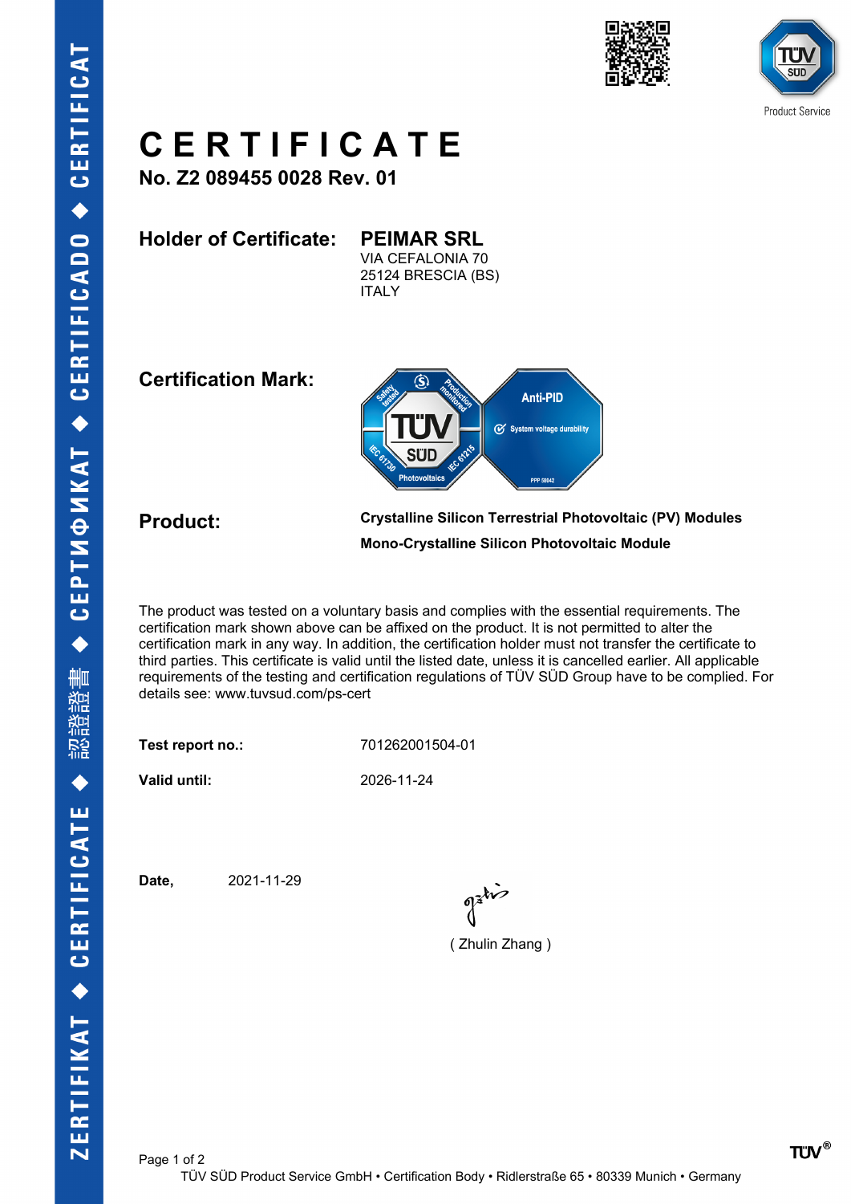# CERTIFICATE

**No. Z2 089455 0028 Rev. 01**

**Holder of Certificate:** **PEIMAR SRL**
VIA CEFALONIA 70
25124 BRESCIA (BS)
ITALY

**Certification Mark:**

**Product:**

**Crystalline Silicon Terrestrial Photovoltaic (PV) Modules**

**Mono-Crystalline Silicon Photovoltaic Module**

The product was tested on a voluntary basis and complies with the essential requirements. The certification mark shown above can be affixed on the product. It is not permitted to alter the certification mark in any way. In addition, the certification holder must not transfer the certificate to third parties. This certificate is valid until the listed date, unless it is cancelled earlier. All applicable requirements of the testing and certification regulations of TÜV SÜD Group have to be complied. For details see: www.tuvsud.com/ps-cert

**Test report no.:** 701262001504-01

**Valid until:** 2026-11-24

**Date,** 2021-11-29

( Zhulin Zhang )

TÜV SÜD Product Service GmbH • Certification Body • Ridlerstraße 65 • 80339 Munich • Germany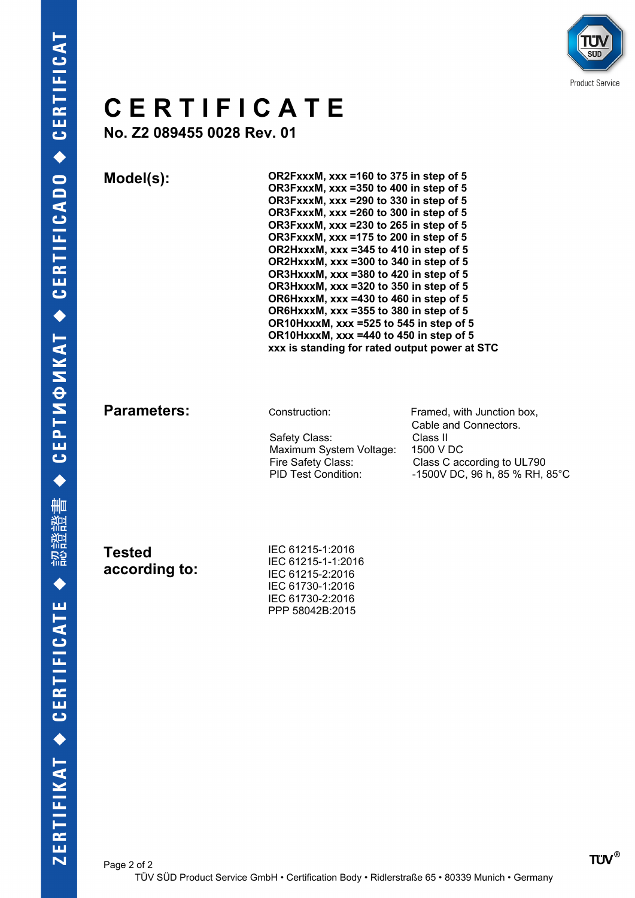# CERTIFICATE

**No. Z2 089455 0028 Rev. 01**

**Model(s):**

**OR2FxxxM, xxx =160 to 375 in step of 5**
**OR3FxxxM, xxx =350 to 400 in step of 5**
**OR3FxxxM, xxx =290 to 330 in step of 5**
**OR3FxxxM, xxx =260 to 300 in step of 5**
**OR3FxxxM, xxx =230 to 265 in step of 5**
**OR3FxxxM, xxx =175 to 200 in step of 5**
**OR2HxxxM, xxx =345 to 410 in step of 5**
**OR2HxxxM, xxx =300 to 340 in step of 5**
**OR3HxxxM, xxx =380 to 420 in step of 5**
**OR3HxxxM, xxx =320 to 350 in step of 5**
**OR6HxxxM, xxx =430 to 460 in step of 5**
**OR6HxxxM, xxx =355 to 380 in step of 5**
**OR10HxxxM, xxx =525 to 545 in step of 5**
**OR10HxxxM, xxx =440 to 450 in step of 5**
**xxx is standing for rated output power at STC**

**Parameters:**

| | |
|---|---|
| Construction: | Framed, with Junction box, Cable and Connectors. |
| Safety Class: | Class II |
| Maximum System Voltage: | 1500 V DC |
| Fire Safety Class: | Class C according to UL790 |
| PID Test Condition: | -1500V DC, 96 h, 85 % RH, 85°C |

**Tested according to:**

IEC 61215-1:2016
IEC 61215-1-1:2016
IEC 61215-2:2016
IEC 61730-1:2016
IEC 61730-2:2016
PPP 58042B:2015

TÜV SÜD Product Service GmbH • Certification Body • Ridlerstraße 65 • 80339 Munich • Germany